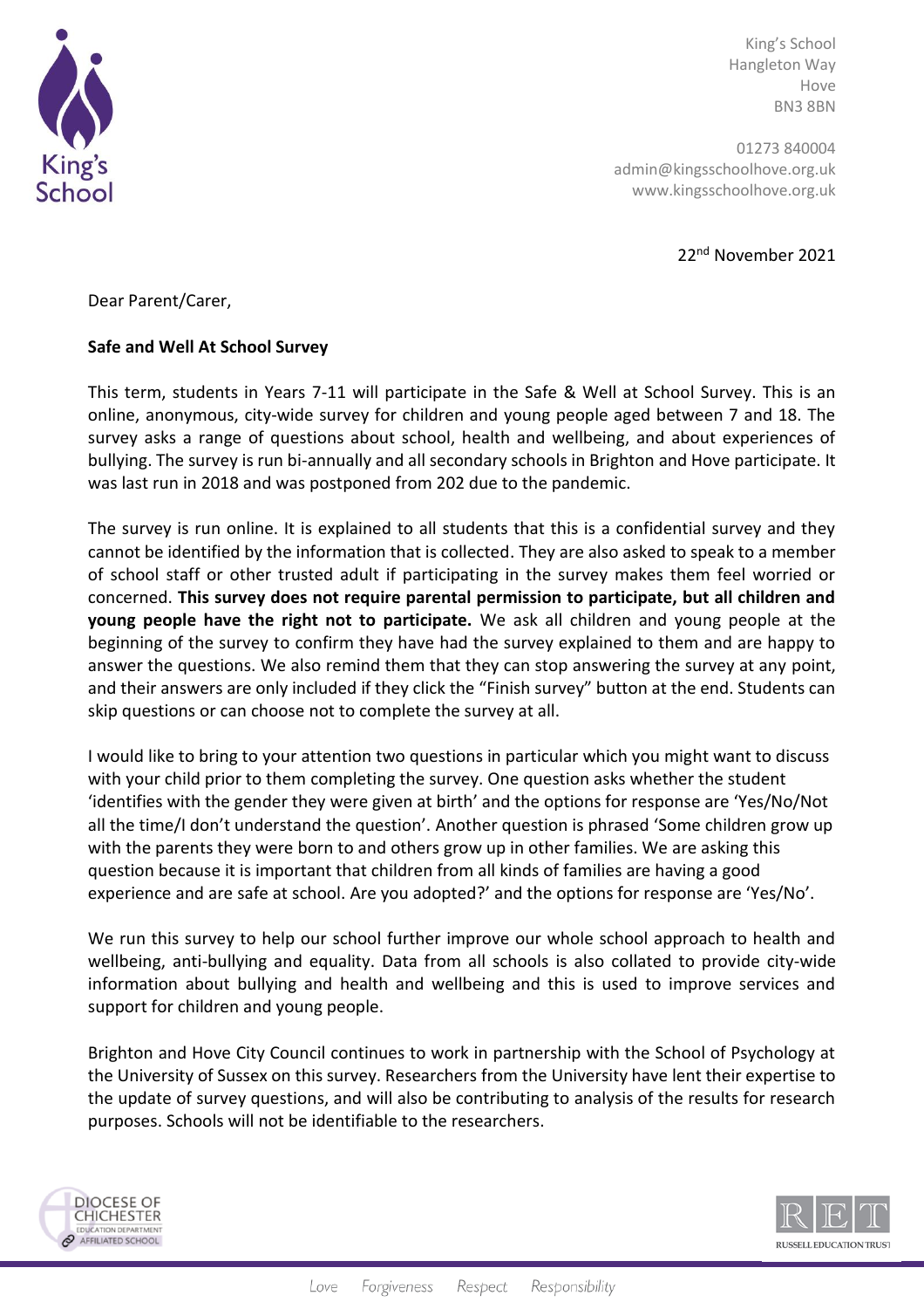King's School
Hangleton Way
Hove
BN3 8BN

01273 840004
admin@kingsschoolhove.org.uk
www.kingsschoolhove.org.uk

22nd November 2021

Dear Parent/Carer,

**Safe and Well At School Survey**

This term, students in Years 7-11 will participate in the Safe & Well at School Survey. This is an online, anonymous, city-wide survey for children and young people aged between 7 and 18. The survey asks a range of questions about school, health and wellbeing, and about experiences of bullying. The survey is run bi-annually and all secondary schools in Brighton and Hove participate. It was last run in 2018 and was postponed from 202 due to the pandemic.

The survey is run online. It is explained to all students that this is a confidential survey and they cannot be identified by the information that is collected. They are also asked to speak to a member of school staff or other trusted adult if participating in the survey makes them feel worried or concerned. **This survey does not require parental permission to participate, but all children and young people have the right not to participate.** We ask all children and young people at the beginning of the survey to confirm they have had the survey explained to them and are happy to answer the questions. We also remind them that they can stop answering the survey at any point, and their answers are only included if they click the "Finish survey" button at the end. Students can skip questions or can choose not to complete the survey at all.

I would like to bring to your attention two questions in particular which you might want to discuss with your child prior to them completing the survey. One question asks whether the student 'identifies with the gender they were given at birth' and the options for response are 'Yes/No/Not all the time/I don't understand the question'. Another question is phrased 'Some children grow up with the parents they were born to and others grow up in other families. We are asking this question because it is important that children from all kinds of families are having a good experience and are safe at school. Are you adopted?' and the options for response are 'Yes/No'.

We run this survey to help our school further improve our whole school approach to health and wellbeing, anti-bullying and equality. Data from all schools is also collated to provide city-wide information about bullying and health and wellbeing and this is used to improve services and support for children and young people.

Brighton and Hove City Council continues to work in partnership with the School of Psychology at the University of Sussex on this survey. Researchers from the University have lent their expertise to the update of survey questions, and will also be contributing to analysis of the results for research purposes. Schools will not be identifiable to the researchers.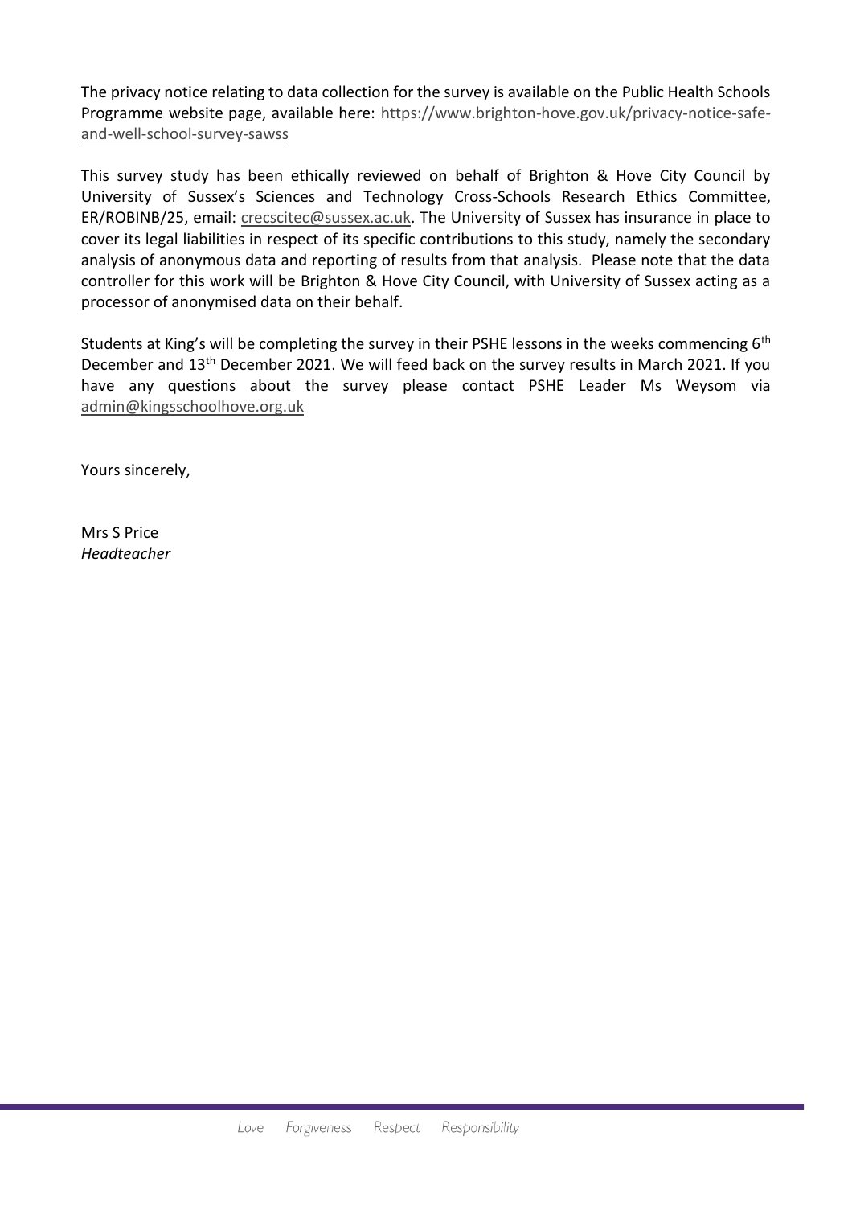The privacy notice relating to data collection for the survey is available on the Public Health Schools Programme website page, available here: https://www.brighton-hove.gov.uk/privacy-notice-safe-and-well-school-survey-sawss

This survey study has been ethically reviewed on behalf of Brighton & Hove City Council by University of Sussex's Sciences and Technology Cross-Schools Research Ethics Committee, ER/ROBINB/25, email: crecscitec@sussex.ac.uk. The University of Sussex has insurance in place to cover its legal liabilities in respect of its specific contributions to this study, namely the secondary analysis of anonymous data and reporting of results from that analysis. Please note that the data controller for this work will be Brighton & Hove City Council, with University of Sussex acting as a processor of anonymised data on their behalf.

Students at King's will be completing the survey in their PSHE lessons in the weeks commencing 6th December and 13th December 2021. We will feed back on the survey results in March 2021. If you have any questions about the survey please contact PSHE Leader Ms Weysom via admin@kingsschoolhove.org.uk

Yours sincerely,

Mrs S Price
*Headteacher*